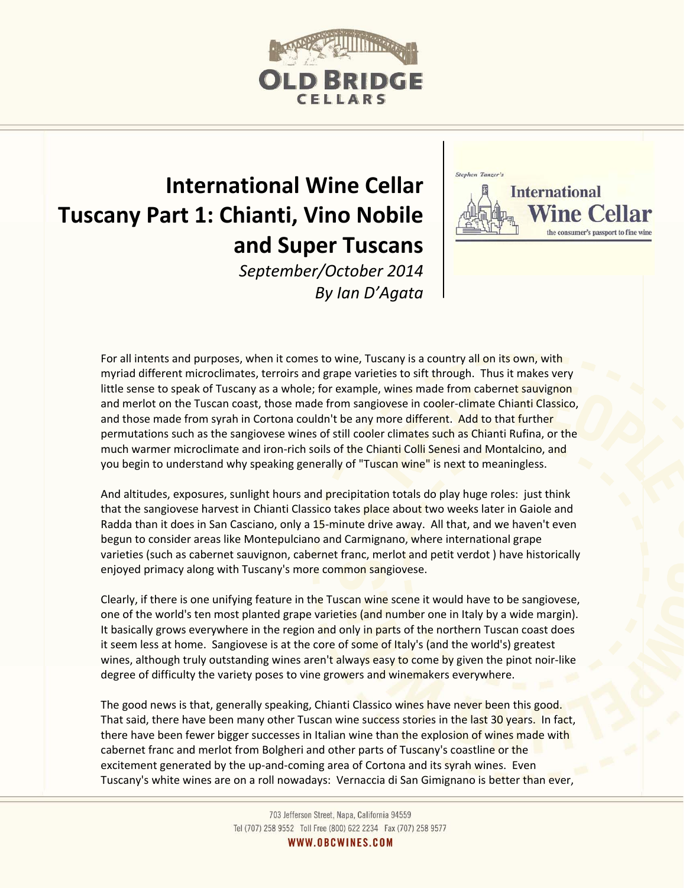# International Wine Cellar Tuscany Part 1: Chianti, Vino Nobile and Super Tuscans

*September/October 2014*

*By Ian D'Agata*

For all intents and purposes, when it comes to wine, Tuscany is a country all on its own, with myriad different microclimates, terroirs and grape varieties to sift through. Thus it makes very little sense to speak of Tuscany as a whole; for example, wines made from cabernet sauvignon and merlot on the Tuscan coast, those made from sangiovese in cooler-climate Chianti Classico, and those made from syrah in Cortona couldn't be any more different. Add to that further permutations such as the sangiovese wines of still cooler climates such as Chianti Rufina, or the much warmer microclimate and iron-rich soils of the Chianti Colli Senesi and Montalcino, and you begin to understand why speaking generally of "Tuscan wine" is next to meaningless.

And altitudes, exposures, sunlight hours and precipitation totals do play huge roles: just think that the sangiovese harvest in Chianti Classico takes place about two weeks later in Gaiole and Radda than it does in San Casciano, only a 15-minute drive away. All that, and we haven't even begun to consider areas like Montepulciano and Carmignano, where international grape varieties (such as cabernet sauvignon, cabernet franc, merlot and petit verdot ) have historically enjoyed primacy along with Tuscany's more common sangiovese.

Clearly, if there is one unifying feature in the Tuscan wine scene it would have to be sangiovese, one of the world's ten most planted grape varieties (and number one in Italy by a wide margin). It basically grows everywhere in the region and only in parts of the northern Tuscan coast does it seem less at home. Sangiovese is at the core of some of Italy's (and the world's) greatest wines, although truly outstanding wines aren't always easy to come by given the pinot noir-like degree of difficulty the variety poses to vine growers and winemakers everywhere.

The good news is that, generally speaking, Chianti Classico wines have never been this good. That said, there have been many other Tuscan wine success stories in the last 30 years. In fact, there have been fewer bigger successes in Italian wine than the explosion of wines made with cabernet franc and merlot from Bolgheri and other parts of Tuscany's coastline or the excitement generated by the up-and-coming area of Cortona and its syrah wines. Even Tuscany's white wines are on a roll nowadays: Vernaccia di San Gimignano is better than ever,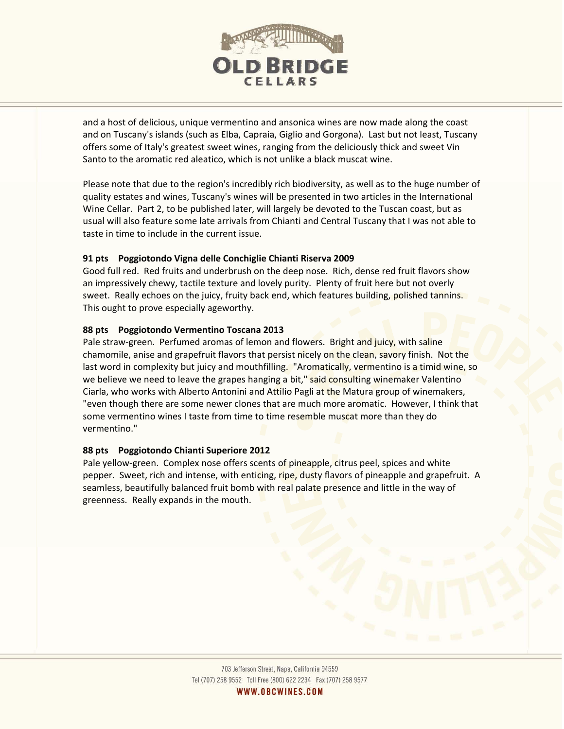and a host of delicious, unique vermentino and ansonica wines are now made along the coast and on Tuscany's islands (such as Elba, Capraia, Giglio and Gorgona). Last but not least, Tuscany offers some of Italy's greatest sweet wines, ranging from the deliciously thick and sweet Vin Santo to the aromatic red aleatico, which is not unlike a black muscat wine.

Please note that due to the region's incredibly rich biodiversity, as well as to the huge number of quality estates and wines, Tuscany's wines will be presented in two articles in the International Wine Cellar. Part 2, to be published later, will largely be devoted to the Tuscan coast, but as usual will also feature some late arrivals from Chianti and Central Tuscany that I was not able to taste in time to include in the current issue.

**91 pts Poggiotondo Vigna delle Conchiglie Chianti Riserva 2009**
Good full red. Red fruits and underbrush on the deep nose. Rich, dense red fruit flavors show an impressively chewy, tactile texture and lovely purity. Plenty of fruit here but not overly sweet. Really echoes on the juicy, fruity back end, which features building, polished tannins. This ought to prove especially ageworthy.

**88 pts Poggiotondo Vermentino Toscana 2013**
Pale straw-green. Perfumed aromas of lemon and flowers. Bright and juicy, with saline chamomile, anise and grapefruit flavors that persist nicely on the clean, savory finish. Not the last word in complexity but juicy and mouthfilling. "Aromatically, vermentino is a timid wine, so we believe we need to leave the grapes hanging a bit," said consulting winemaker Valentino Ciarla, who works with Alberto Antonini and Attilio Pagli at the Matura group of winemakers, "even though there are some newer clones that are much more aromatic. However, I think that some vermentino wines I taste from time to time resemble muscat more than they do vermentino."

**88 pts Poggiotondo Chianti Superiore 2012**
Pale yellow-green. Complex nose offers scents of pineapple, citrus peel, spices and white pepper. Sweet, rich and intense, with enticing, ripe, dusty flavors of pineapple and grapefruit. A seamless, beautifully balanced fruit bomb with real palate presence and little in the way of greenness. Really expands in the mouth.